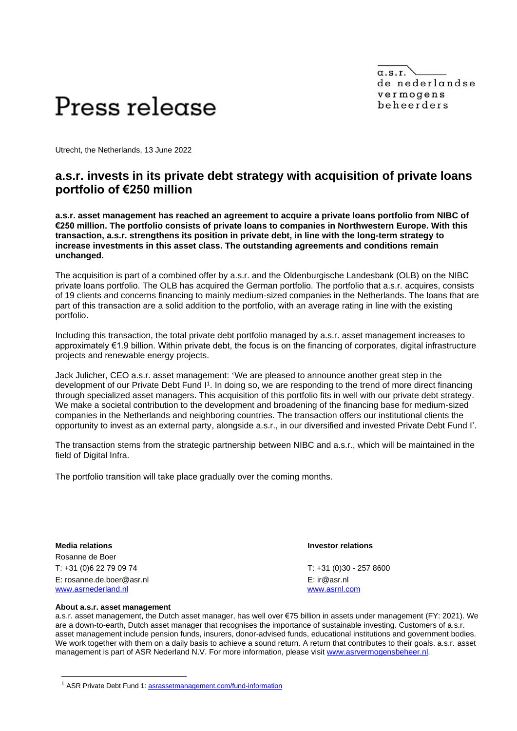a.s.r.
de nederlandse
vermogens
beheerders

# Press release

Utrecht, the Netherlands, 13 June 2022

## a.s.r. invests in its private debt strategy with acquisition of private loans portfolio of €250 million

**a.s.r. asset management has reached an agreement to acquire a private loans portfolio from NIBC of €250 million. The portfolio consists of private loans to companies in Northwestern Europe. With this transaction, a.s.r. strengthens its position in private debt, in line with the long-term strategy to increase investments in this asset class. The outstanding agreements and conditions remain unchanged.**

The acquisition is part of a combined offer by a.s.r. and the Oldenburgische Landesbank (OLB) on the NIBC private loans portfolio. The OLB has acquired the German portfolio. The portfolio that a.s.r. acquires, consists of 19 clients and concerns financing to mainly medium-sized companies in the Netherlands. The loans that are part of this transaction are a solid addition to the portfolio, with an average rating in line with the existing portfolio.

Including this transaction, the total private debt portfolio managed by a.s.r. asset management increases to approximately €1.9 billion. Within private debt, the focus is on the financing of corporates, digital infrastructure projects and renewable energy projects.

Jack Julicher, CEO a.s.r. asset management: 'We are pleased to announce another great step in the development of our Private Debt Fund I[1]. In doing so, we are responding to the trend of more direct financing through specialized asset managers. This acquisition of this portfolio fits in well with our private debt strategy. We make a societal contribution to the development and broadening of the financing base for medium-sized companies in the Netherlands and neighboring countries. The transaction offers our institutional clients the opportunity to invest as an external party, alongside a.s.r., in our diversified and invested Private Debt Fund I'.

The transaction stems from the strategic partnership between NIBC and a.s.r., which will be maintained in the field of Digital Infra.

The portfolio transition will take place gradually over the coming months.

**Media relations**
Rosanne de Boer
T: +31 (0)6 22 79 09 74
E: rosanne.de.boer@asr.nl
www.asrnederland.nl

**Investor relations**
T: +31 (0)30 - 257 8600
E: ir@asr.nl
www.asrnl.com

**About a.s.r. asset management**
a.s.r. asset management, the Dutch asset manager, has well over €75 billion in assets under management (FY: 2021). We are a down-to-earth, Dutch asset manager that recognises the importance of sustainable investing. Customers of a.s.r. asset management include pension funds, insurers, donor-advised funds, educational institutions and government bodies. We work together with them on a daily basis to achieve a sound return. A return that contributes to their goals. a.s.r. asset management is part of ASR Nederland N.V. For more information, please visit www.asrvermogensbeheer.nl.

[1] ASR Private Debt Fund 1: asrassetmanagement.com/fund-information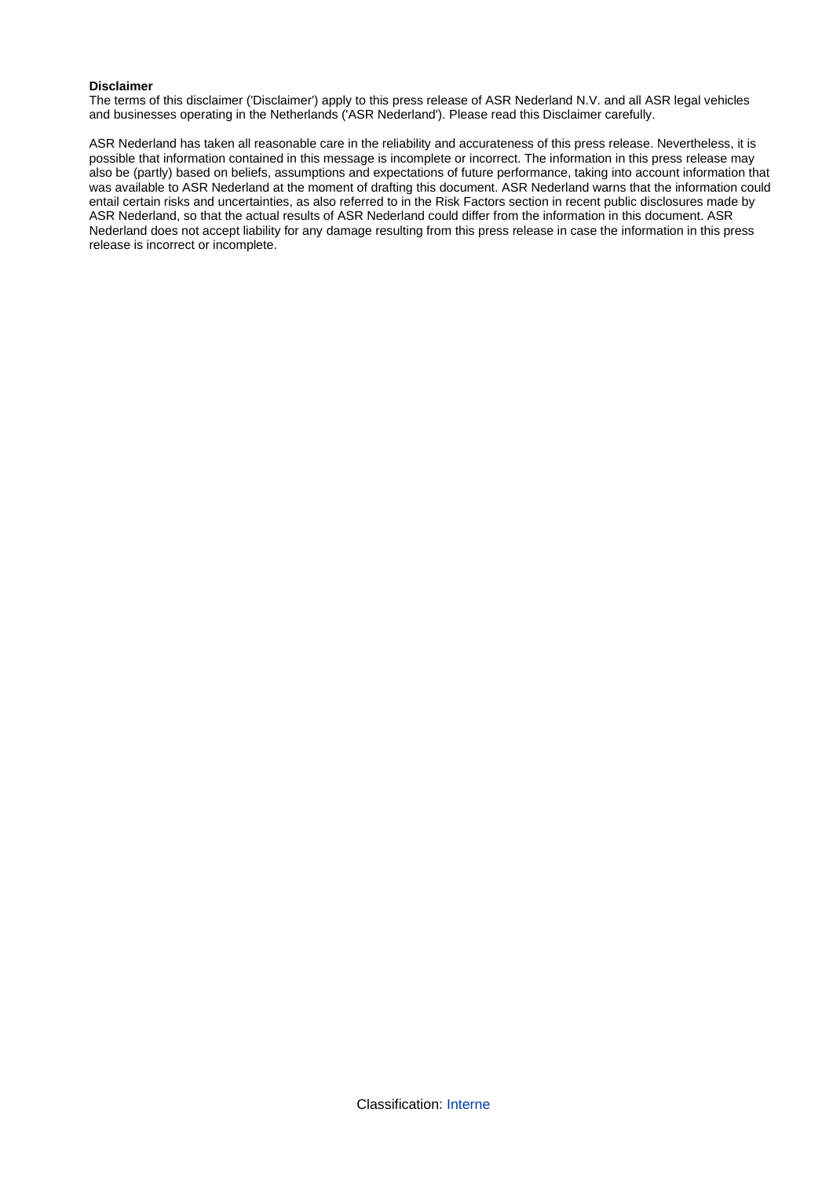**Disclaimer**

The terms of this disclaimer ('Disclaimer') apply to this press release of ASR Nederland N.V. and all ASR legal vehicles and businesses operating in the Netherlands ('ASR Nederland'). Please read this Disclaimer carefully.

ASR Nederland has taken all reasonable care in the reliability and accurateness of this press release. Nevertheless, it is possible that information contained in this message is incomplete or incorrect. The information in this press release may also be (partly) based on beliefs, assumptions and expectations of future performance, taking into account information that was available to ASR Nederland at the moment of drafting this document. ASR Nederland warns that the information could entail certain risks and uncertainties, as also referred to in the Risk Factors section in recent public disclosures made by ASR Nederland, so that the actual results of ASR Nederland could differ from the information in this document. ASR Nederland does not accept liability for any damage resulting from this press release in case the information in this press release is incorrect or incomplete.

Classification: Interne